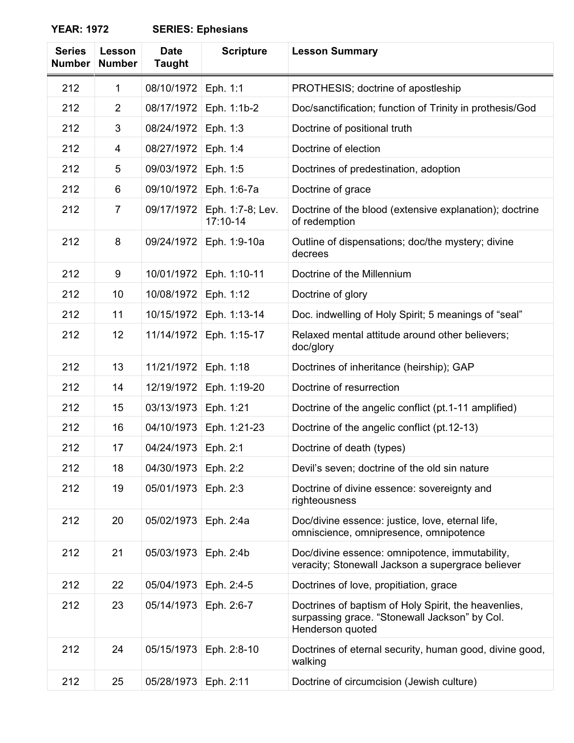**YEAR: 1972 SERIES: Ephesians**

| Series Number | Lesson Number | Date Taught | Scripture | Lesson Summary |
|---|---|---|---|---|
| 212 | 1 | 08/10/1972 | Eph. 1:1 | PROTHESIS; doctrine of apostleship |
| 212 | 2 | 08/17/1972 | Eph. 1:1b-2 | Doc/sanctification; function of Trinity in prothesis/God |
| 212 | 3 | 08/24/1972 | Eph. 1:3 | Doctrine of positional truth |
| 212 | 4 | 08/27/1972 | Eph. 1:4 | Doctrine of election |
| 212 | 5 | 09/03/1972 | Eph. 1:5 | Doctrines of predestination, adoption |
| 212 | 6 | 09/10/1972 | Eph. 1:6-7a | Doctrine of grace |
| 212 | 7 | 09/17/1972 | Eph. 1:7-8; Lev. 17:10-14 | Doctrine of the blood (extensive explanation); doctrine of redemption |
| 212 | 8 | 09/24/1972 | Eph. 1:9-10a | Outline of dispensations; doc/the mystery; divine decrees |
| 212 | 9 | 10/01/1972 | Eph. 1:10-11 | Doctrine of the Millennium |
| 212 | 10 | 10/08/1972 | Eph. 1:12 | Doctrine of glory |
| 212 | 11 | 10/15/1972 | Eph. 1:13-14 | Doc. indwelling of Holy Spirit; 5 meanings of "seal" |
| 212 | 12 | 11/14/1972 | Eph. 1:15-17 | Relaxed mental attitude around other believers; doc/glory |
| 212 | 13 | 11/21/1972 | Eph. 1:18 | Doctrines of inheritance (heirship); GAP |
| 212 | 14 | 12/19/1972 | Eph. 1:19-20 | Doctrine of resurrection |
| 212 | 15 | 03/13/1973 | Eph. 1:21 | Doctrine of the angelic conflict (pt.1-11 amplified) |
| 212 | 16 | 04/10/1973 | Eph. 1:21-23 | Doctrine of the angelic conflict (pt.12-13) |
| 212 | 17 | 04/24/1973 | Eph. 2:1 | Doctrine of death (types) |
| 212 | 18 | 04/30/1973 | Eph. 2:2 | Devil's seven; doctrine of the old sin nature |
| 212 | 19 | 05/01/1973 | Eph. 2:3 | Doctrine of divine essence: sovereignty and righteousness |
| 212 | 20 | 05/02/1973 | Eph. 2:4a | Doc/divine essence: justice, love, eternal life, omniscience, omnipresence, omnipotence |
| 212 | 21 | 05/03/1973 | Eph. 2:4b | Doc/divine essence: omnipotence, immutability, veracity; Stonewall Jackson a supergrace believer |
| 212 | 22 | 05/04/1973 | Eph. 2:4-5 | Doctrines of love, propitiation, grace |
| 212 | 23 | 05/14/1973 | Eph. 2:6-7 | Doctrines of baptism of Holy Spirit, the heavenlies, surpassing grace. "Stonewall Jackson" by Col. Henderson quoted |
| 212 | 24 | 05/15/1973 | Eph. 2:8-10 | Doctrines of eternal security, human good, divine good, walking |
| 212 | 25 | 05/28/1973 | Eph. 2:11 | Doctrine of circumcision (Jewish culture) |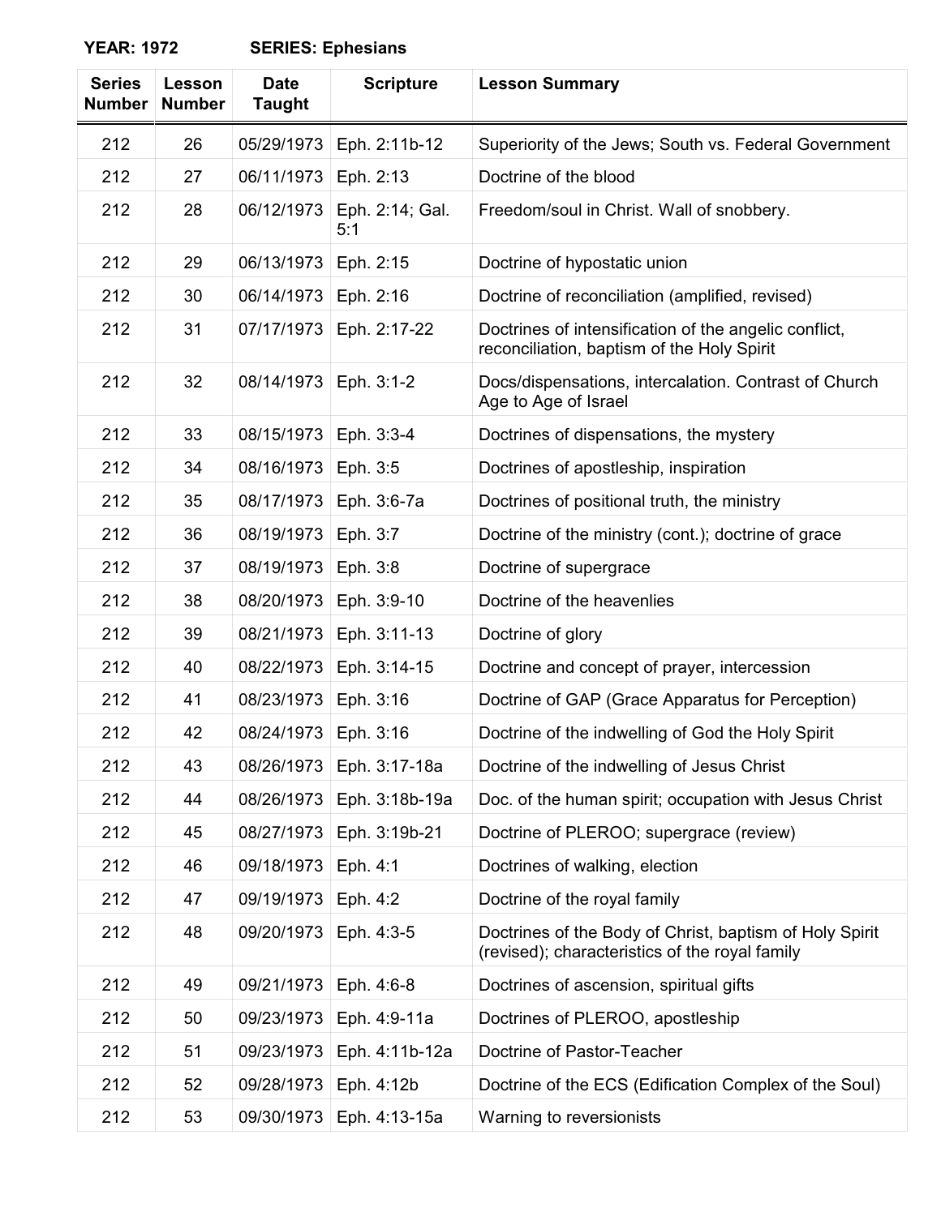**YEAR: 1972 SERIES: Ephesians**

| Series Number | Lesson Number | Date Taught | Scripture | Lesson Summary |
|---|---|---|---|---|
| 212 | 26 | 05/29/1973 | Eph. 2:11b-12 | Superiority of the Jews; South vs. Federal Government |
| 212 | 27 | 06/11/1973 | Eph. 2:13 | Doctrine of the blood |
| 212 | 28 | 06/12/1973 | Eph. 2:14; Gal. 5:1 | Freedom/soul in Christ. Wall of snobbery. |
| 212 | 29 | 06/13/1973 | Eph. 2:15 | Doctrine of hypostatic union |
| 212 | 30 | 06/14/1973 | Eph. 2:16 | Doctrine of reconciliation (amplified, revised) |
| 212 | 31 | 07/17/1973 | Eph. 2:17-22 | Doctrines of intensification of the angelic conflict, reconciliation, baptism of the Holy Spirit |
| 212 | 32 | 08/14/1973 | Eph. 3:1-2 | Docs/dispensations, intercalation. Contrast of Church Age to Age of Israel |
| 212 | 33 | 08/15/1973 | Eph. 3:3-4 | Doctrines of dispensations, the mystery |
| 212 | 34 | 08/16/1973 | Eph. 3:5 | Doctrines of apostleship, inspiration |
| 212 | 35 | 08/17/1973 | Eph. 3:6-7a | Doctrines of positional truth, the ministry |
| 212 | 36 | 08/19/1973 | Eph. 3:7 | Doctrine of the ministry (cont.); doctrine of grace |
| 212 | 37 | 08/19/1973 | Eph. 3:8 | Doctrine of supergrace |
| 212 | 38 | 08/20/1973 | Eph. 3:9-10 | Doctrine of the heavenlies |
| 212 | 39 | 08/21/1973 | Eph. 3:11-13 | Doctrine of glory |
| 212 | 40 | 08/22/1973 | Eph. 3:14-15 | Doctrine and concept of prayer, intercession |
| 212 | 41 | 08/23/1973 | Eph. 3:16 | Doctrine of GAP (Grace Apparatus for Perception) |
| 212 | 42 | 08/24/1973 | Eph. 3:16 | Doctrine of the indwelling of God the Holy Spirit |
| 212 | 43 | 08/26/1973 | Eph. 3:17-18a | Doctrine of the indwelling of Jesus Christ |
| 212 | 44 | 08/26/1973 | Eph. 3:18b-19a | Doc. of the human spirit; occupation with Jesus Christ |
| 212 | 45 | 08/27/1973 | Eph. 3:19b-21 | Doctrine of PLEROO; supergrace (review) |
| 212 | 46 | 09/18/1973 | Eph. 4:1 | Doctrines of walking, election |
| 212 | 47 | 09/19/1973 | Eph. 4:2 | Doctrine of the royal family |
| 212 | 48 | 09/20/1973 | Eph. 4:3-5 | Doctrines of the Body of Christ, baptism of Holy Spirit (revised); characteristics of the royal family |
| 212 | 49 | 09/21/1973 | Eph. 4:6-8 | Doctrines of ascension, spiritual gifts |
| 212 | 50 | 09/23/1973 | Eph. 4:9-11a | Doctrines of PLEROO, apostleship |
| 212 | 51 | 09/23/1973 | Eph. 4:11b-12a | Doctrine of Pastor-Teacher |
| 212 | 52 | 09/28/1973 | Eph. 4:12b | Doctrine of the ECS (Edification Complex of the Soul) |
| 212 | 53 | 09/30/1973 | Eph. 4:13-15a | Warning to reversionists |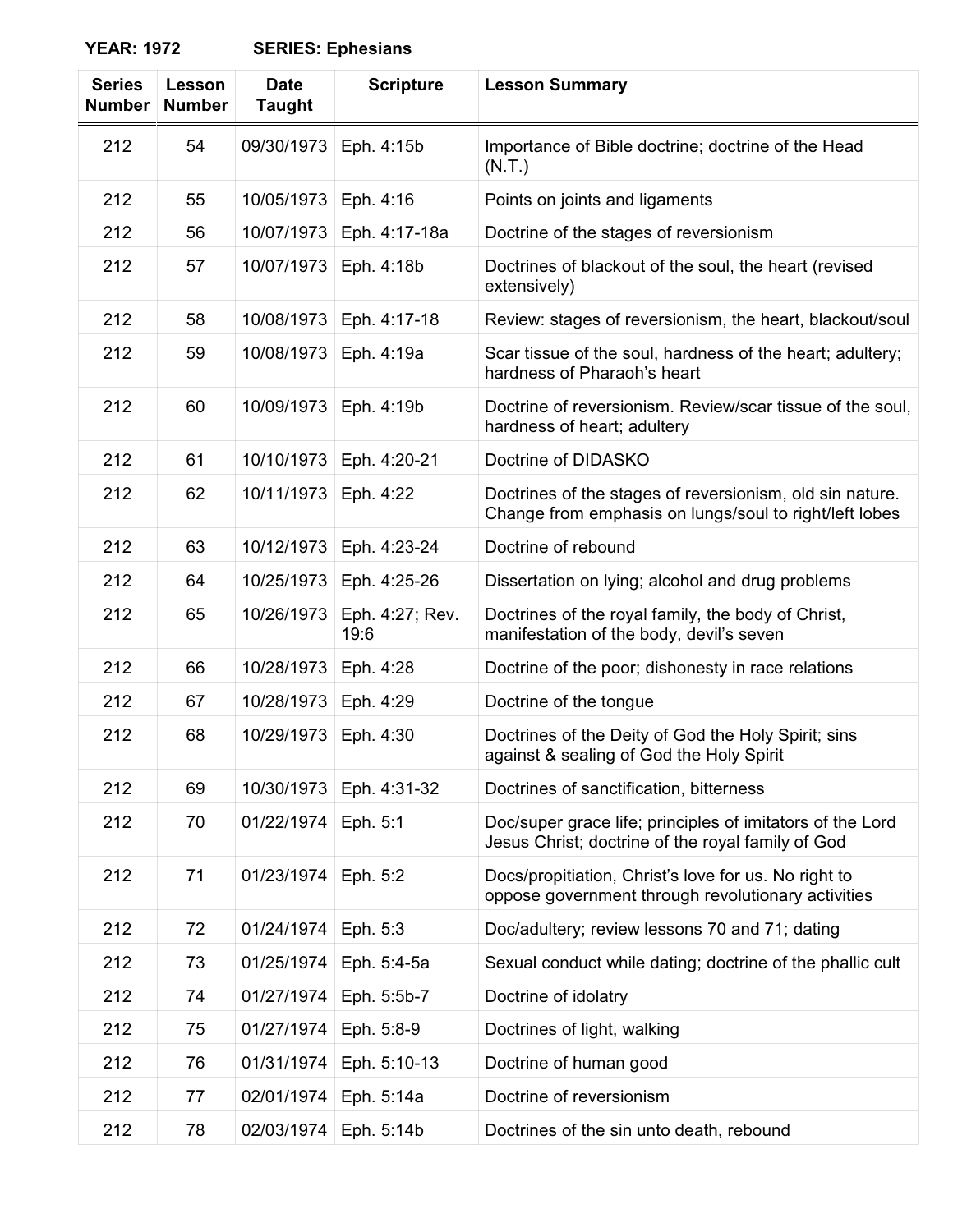**YEAR: 1972 SERIES: Ephesians**

| Series Number | Lesson Number | Date Taught | Scripture | Lesson Summary |
|---|---|---|---|---|
| 212 | 54 | 09/30/1973 | Eph. 4:15b | Importance of Bible doctrine; doctrine of the Head (N.T.) |
| 212 | 55 | 10/05/1973 | Eph. 4:16 | Points on joints and ligaments |
| 212 | 56 | 10/07/1973 | Eph. 4:17-18a | Doctrine of the stages of reversionism |
| 212 | 57 | 10/07/1973 | Eph. 4:18b | Doctrines of blackout of the soul, the heart (revised extensively) |
| 212 | 58 | 10/08/1973 | Eph. 4:17-18 | Review: stages of reversionism, the heart, blackout/soul |
| 212 | 59 | 10/08/1973 | Eph. 4:19a | Scar tissue of the soul, hardness of the heart; adultery; hardness of Pharaoh's heart |
| 212 | 60 | 10/09/1973 | Eph. 4:19b | Doctrine of reversionism. Review/scar tissue of the soul, hardness of heart; adultery |
| 212 | 61 | 10/10/1973 | Eph. 4:20-21 | Doctrine of DIDASKO |
| 212 | 62 | 10/11/1973 | Eph. 4:22 | Doctrines of the stages of reversionism, old sin nature. Change from emphasis on lungs/soul to right/left lobes |
| 212 | 63 | 10/12/1973 | Eph. 4:23-24 | Doctrine of rebound |
| 212 | 64 | 10/25/1973 | Eph. 4:25-26 | Dissertation on lying; alcohol and drug problems |
| 212 | 65 | 10/26/1973 | Eph. 4:27; Rev. 19:6 | Doctrines of the royal family, the body of Christ, manifestation of the body, devil's seven |
| 212 | 66 | 10/28/1973 | Eph. 4:28 | Doctrine of the poor; dishonesty in race relations |
| 212 | 67 | 10/28/1973 | Eph. 4:29 | Doctrine of the tongue |
| 212 | 68 | 10/29/1973 | Eph. 4:30 | Doctrines of the Deity of God the Holy Spirit; sins against & sealing of God the Holy Spirit |
| 212 | 69 | 10/30/1973 | Eph. 4:31-32 | Doctrines of sanctification, bitterness |
| 212 | 70 | 01/22/1974 | Eph. 5:1 | Doc/super grace life; principles of imitators of the Lord Jesus Christ; doctrine of the royal family of God |
| 212 | 71 | 01/23/1974 | Eph. 5:2 | Docs/propitiation, Christ's love for us. No right to oppose government through revolutionary activities |
| 212 | 72 | 01/24/1974 | Eph. 5:3 | Doc/adultery; review lessons 70 and 71; dating |
| 212 | 73 | 01/25/1974 | Eph. 5:4-5a | Sexual conduct while dating; doctrine of the phallic cult |
| 212 | 74 | 01/27/1974 | Eph. 5:5b-7 | Doctrine of idolatry |
| 212 | 75 | 01/27/1974 | Eph. 5:8-9 | Doctrines of light, walking |
| 212 | 76 | 01/31/1974 | Eph. 5:10-13 | Doctrine of human good |
| 212 | 77 | 02/01/1974 | Eph. 5:14a | Doctrine of reversionism |
| 212 | 78 | 02/03/1974 | Eph. 5:14b | Doctrines of the sin unto death, rebound |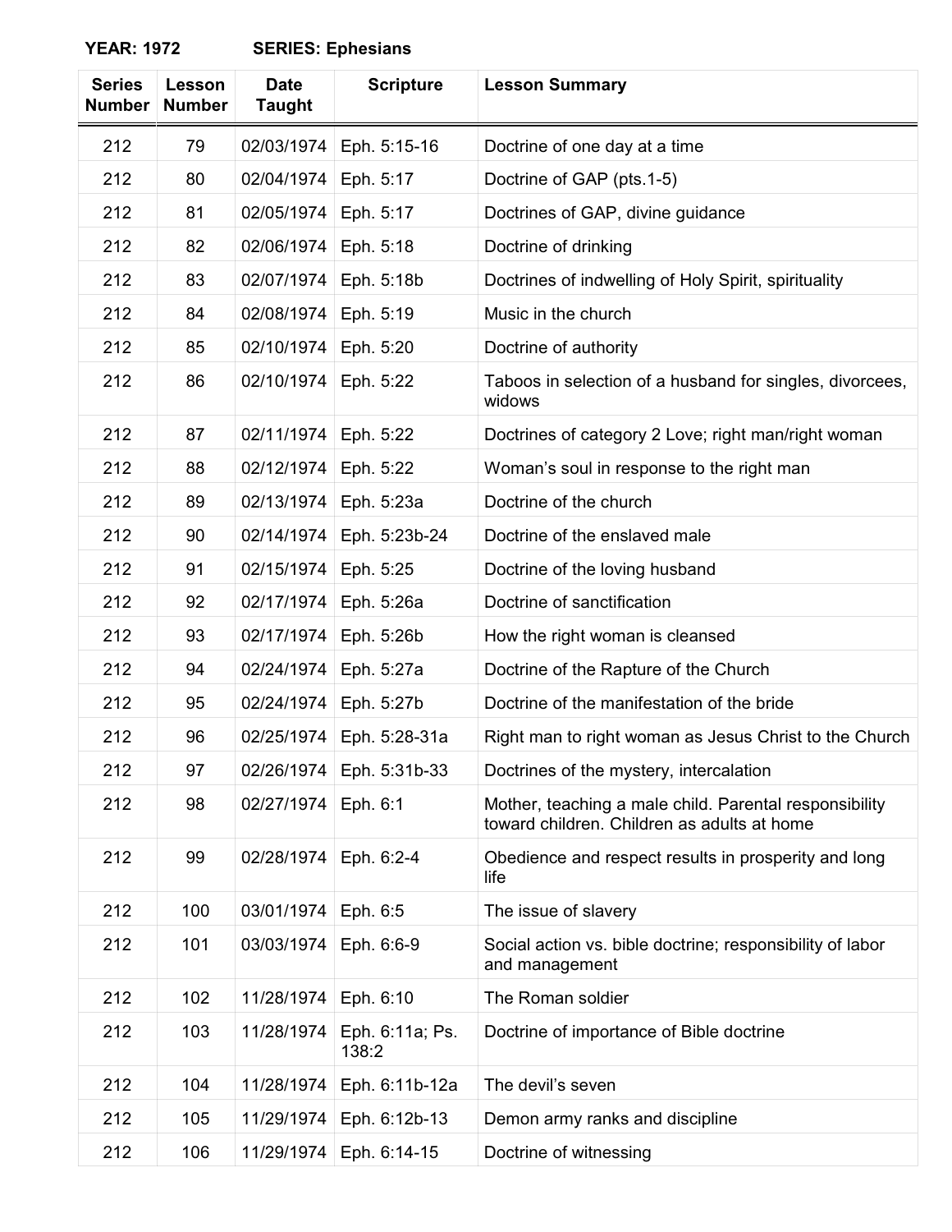**YEAR: 1972 SERIES: Ephesians**

| Series Number | Lesson Number | Date Taught | Scripture | Lesson Summary |
|---|---|---|---|---|
| 212 | 79 | 02/03/1974 | Eph. 5:15-16 | Doctrine of one day at a time |
| 212 | 80 | 02/04/1974 | Eph. 5:17 | Doctrine of GAP (pts.1-5) |
| 212 | 81 | 02/05/1974 | Eph. 5:17 | Doctrines of GAP, divine guidance |
| 212 | 82 | 02/06/1974 | Eph. 5:18 | Doctrine of drinking |
| 212 | 83 | 02/07/1974 | Eph. 5:18b | Doctrines of indwelling of Holy Spirit, spirituality |
| 212 | 84 | 02/08/1974 | Eph. 5:19 | Music in the church |
| 212 | 85 | 02/10/1974 | Eph. 5:20 | Doctrine of authority |
| 212 | 86 | 02/10/1974 | Eph. 5:22 | Taboos in selection of a husband for singles, divorcees, widows |
| 212 | 87 | 02/11/1974 | Eph. 5:22 | Doctrines of category 2 Love; right man/right woman |
| 212 | 88 | 02/12/1974 | Eph. 5:22 | Woman's soul in response to the right man |
| 212 | 89 | 02/13/1974 | Eph. 5:23a | Doctrine of the church |
| 212 | 90 | 02/14/1974 | Eph. 5:23b-24 | Doctrine of the enslaved male |
| 212 | 91 | 02/15/1974 | Eph. 5:25 | Doctrine of the loving husband |
| 212 | 92 | 02/17/1974 | Eph. 5:26a | Doctrine of sanctification |
| 212 | 93 | 02/17/1974 | Eph. 5:26b | How the right woman is cleansed |
| 212 | 94 | 02/24/1974 | Eph. 5:27a | Doctrine of the Rapture of the Church |
| 212 | 95 | 02/24/1974 | Eph. 5:27b | Doctrine of the manifestation of the bride |
| 212 | 96 | 02/25/1974 | Eph. 5:28-31a | Right man to right woman as Jesus Christ to the Church |
| 212 | 97 | 02/26/1974 | Eph. 5:31b-33 | Doctrines of the mystery, intercalation |
| 212 | 98 | 02/27/1974 | Eph. 6:1 | Mother, teaching a male child. Parental responsibility toward children. Children as adults at home |
| 212 | 99 | 02/28/1974 | Eph. 6:2-4 | Obedience and respect results in prosperity and long life |
| 212 | 100 | 03/01/1974 | Eph. 6:5 | The issue of slavery |
| 212 | 101 | 03/03/1974 | Eph. 6:6-9 | Social action vs. bible doctrine; responsibility of labor and management |
| 212 | 102 | 11/28/1974 | Eph. 6:10 | The Roman soldier |
| 212 | 103 | 11/28/1974 | Eph. 6:11a; Ps. 138:2 | Doctrine of importance of Bible doctrine |
| 212 | 104 | 11/28/1974 | Eph. 6:11b-12a | The devil's seven |
| 212 | 105 | 11/29/1974 | Eph. 6:12b-13 | Demon army ranks and discipline |
| 212 | 106 | 11/29/1974 | Eph. 6:14-15 | Doctrine of witnessing |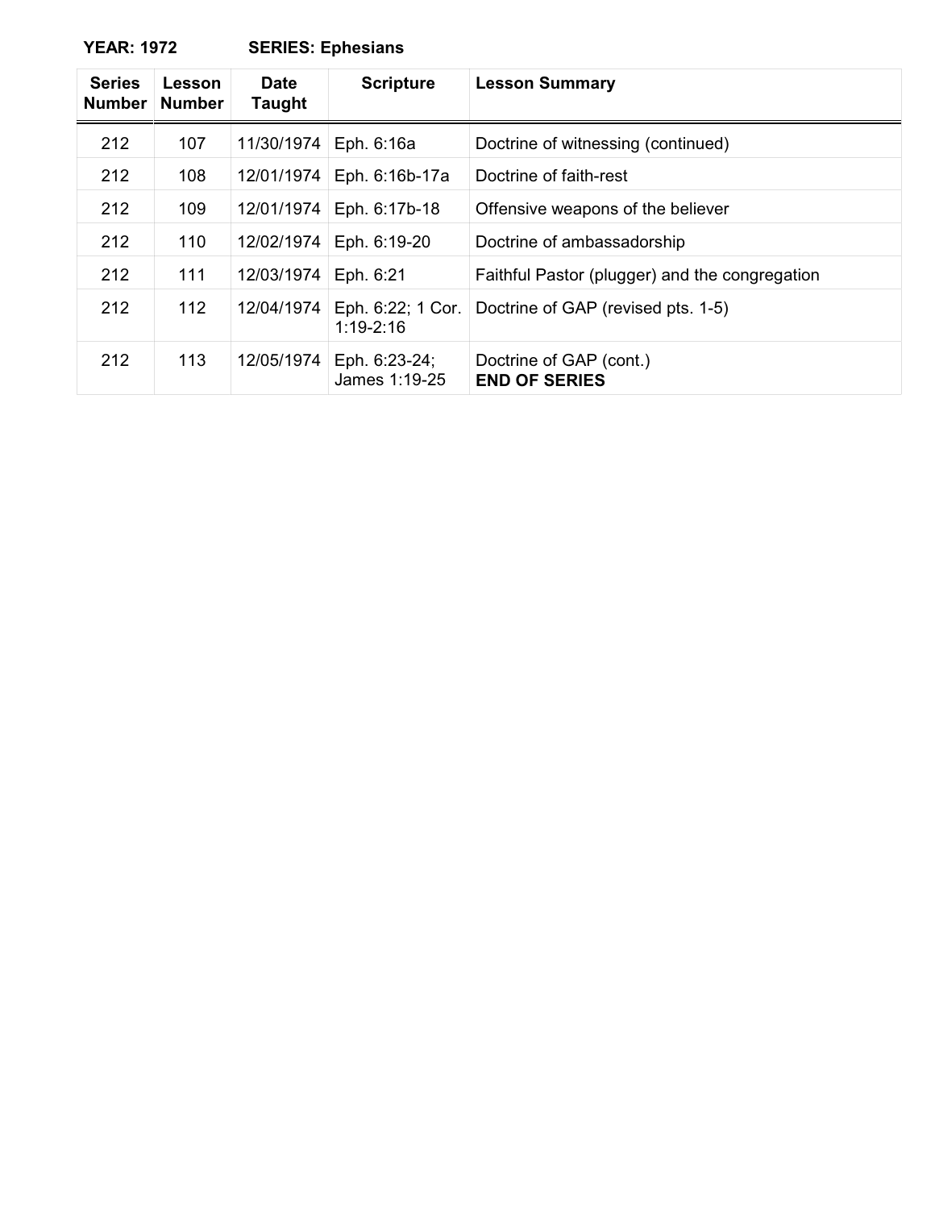**YEAR: 1972 SERIES: Ephesians**

| Series Number | Lesson Number | Date Taught | Scripture | Lesson Summary |
|---|---|---|---|---|
| 212 | 107 | 11/30/1974 | Eph. 6:16a | Doctrine of witnessing (continued) |
| 212 | 108 | 12/01/1974 | Eph. 6:16b-17a | Doctrine of faith-rest |
| 212 | 109 | 12/01/1974 | Eph. 6:17b-18 | Offensive weapons of the believer |
| 212 | 110 | 12/02/1974 | Eph. 6:19-20 | Doctrine of ambassadorship |
| 212 | 111 | 12/03/1974 | Eph. 6:21 | Faithful Pastor (plugger) and the congregation |
| 212 | 112 | 12/04/1974 | Eph. 6:22; 1 Cor. 1:19-2:16 | Doctrine of GAP (revised pts. 1-5) |
| 212 | 113 | 12/05/1974 | Eph. 6:23-24; James 1:19-25 | Doctrine of GAP (cont.) **END OF SERIES** |